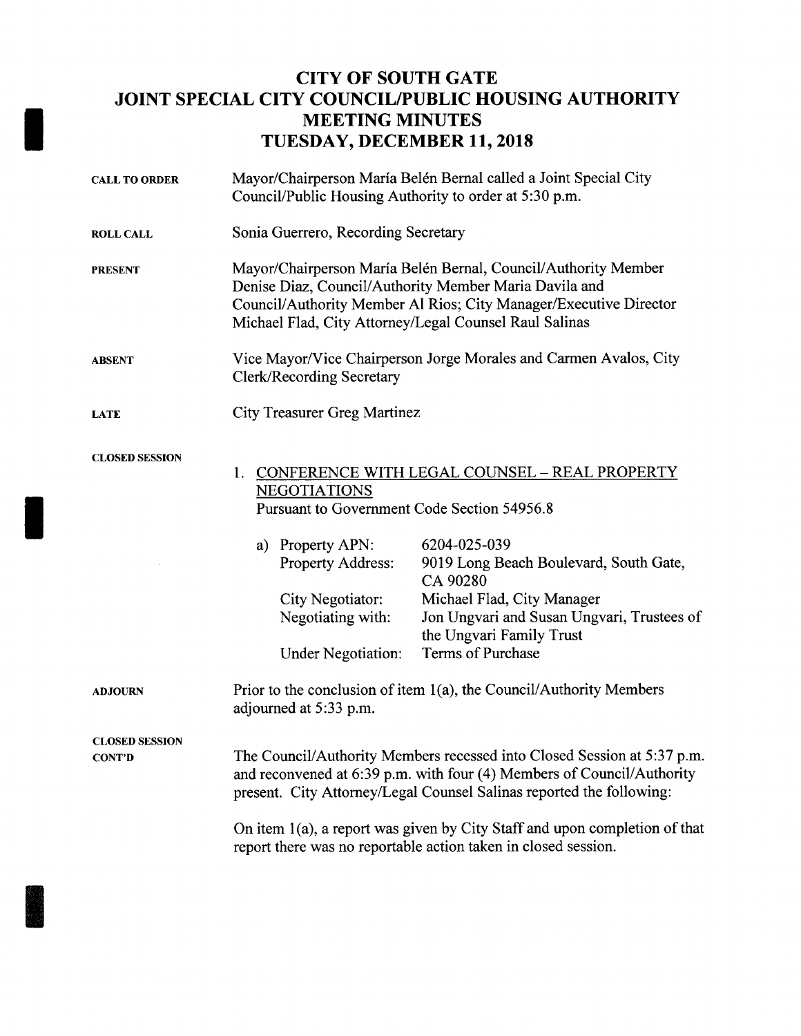# CITY OF SOUTH GATE
# JOINT SPECIAL CITY COUNCIL/PUBLIC HOUSING AUTHORITY
# MEETING MINUTES
# TUESDAY, DECEMBER 11, 2018

**CALL TO ORDER**

Mayor/Chairperson María Belén Bernal called a Joint Special City Council/Public Housing Authority to order at 5:30 p.m.

**ROLL CALL**

Sonia Guerrero, Recording Secretary

**PRESENT**

Mayor/Chairperson María Belén Bernal, Council/Authority Member Denise Diaz, Council/Authority Member Maria Davila and Council/Authority Member Al Rios; City Manager/Executive Director Michael Flad, City Attorney/Legal Counsel Raul Salinas

**ABSENT**

Vice Mayor/Vice Chairperson Jorge Morales and Carmen Avalos, City Clerk/Recording Secretary

**LATE**

City Treasurer Greg Martinez

**CLOSED SESSION**

1. CONFERENCE WITH LEGAL COUNSEL – REAL PROPERTY NEGOTIATIONS
   Pursuant to Government Code Section 54956.8

   a) Property APN: 6204-025-039
      Property Address: 9019 Long Beach Boulevard, South Gate, CA 90280
      City Negotiator: Michael Flad, City Manager
      Negotiating with: Jon Ungvari and Susan Ungvari, Trustees of the Ungvari Family Trust
      Under Negotiation: Terms of Purchase

**ADJOURN**

Prior to the conclusion of item 1(a), the Council/Authority Members adjourned at 5:33 p.m.

**CLOSED SESSION CONT'D**

The Council/Authority Members recessed into Closed Session at 5:37 p.m. and reconvened at 6:39 p.m. with four (4) Members of Council/Authority present. City Attorney/Legal Counsel Salinas reported the following:

On item 1(a), a report was given by City Staff and upon completion of that report there was no reportable action taken in closed session.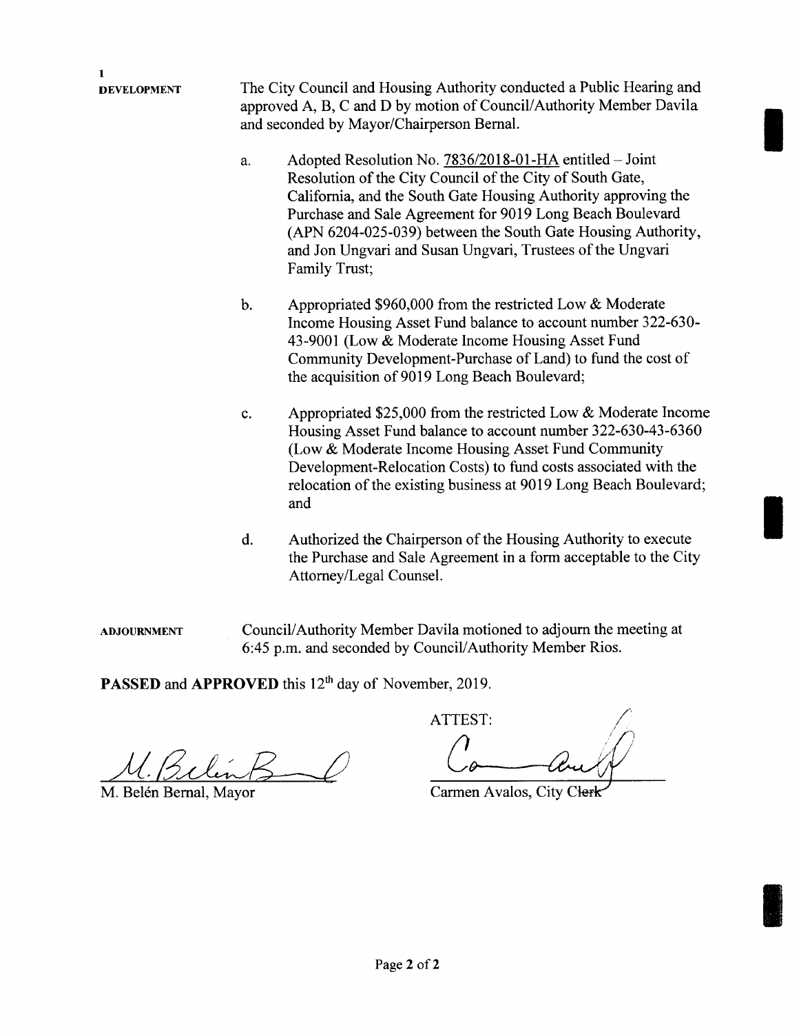**1**
**DEVELOPMENT**

The City Council and Housing Authority conducted a Public Hearing and approved A, B, C and D by motion of Council/Authority Member Davila and seconded by Mayor/Chairperson Bernal.

a. Adopted Resolution No. 7836/2018-01-HA entitled – Joint Resolution of the City Council of the City of South Gate, California, and the South Gate Housing Authority approving the Purchase and Sale Agreement for 9019 Long Beach Boulevard (APN 6204-025-039) between the South Gate Housing Authority, and Jon Ungvari and Susan Ungvari, Trustees of the Ungvari Family Trust;

b. Appropriated $960,000 from the restricted Low & Moderate Income Housing Asset Fund balance to account number 322-630-43-9001 (Low & Moderate Income Housing Asset Fund Community Development-Purchase of Land) to fund the cost of the acquisition of 9019 Long Beach Boulevard;

c. Appropriated $25,000 from the restricted Low & Moderate Income Housing Asset Fund balance to account number 322-630-43-6360 (Low & Moderate Income Housing Asset Fund Community Development-Relocation Costs) to fund costs associated with the relocation of the existing business at 9019 Long Beach Boulevard; and

d. Authorized the Chairperson of the Housing Authority to execute the Purchase and Sale Agreement in a form acceptable to the City Attorney/Legal Counsel.

**ADJOURNMENT**

Council/Authority Member Davila motioned to adjourn the meeting at 6:45 p.m. and seconded by Council/Authority Member Rios.

**PASSED** and **APPROVED** this 12th day of November, 2019.

M. Belén Bernal, Mayor

ATTEST:

Carmen Avalos, City Clerk